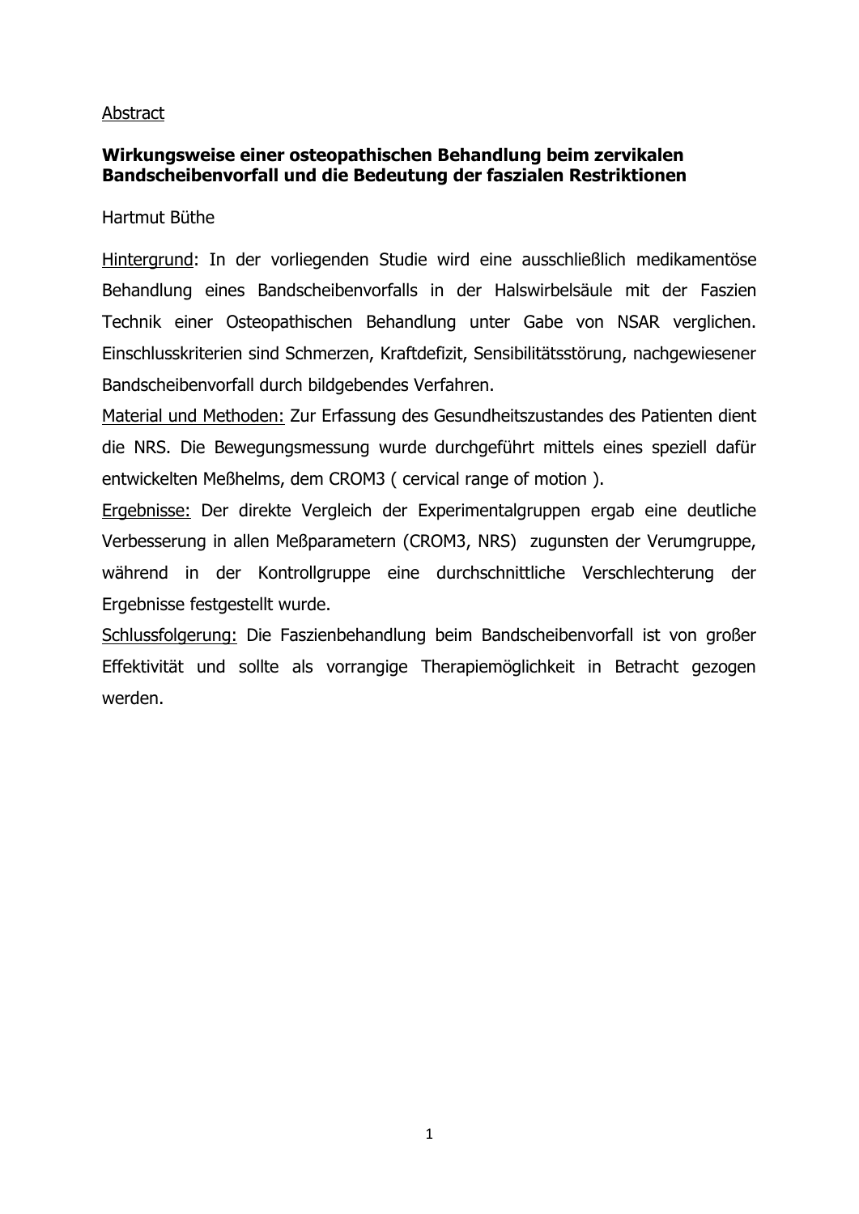Abstract

**Wirkungsweise einer osteopathischen Behandlung beim zervikalen Bandscheibenvorfall und die Bedeutung der faszialen Restriktionen**

Hartmut Büthe

Hintergrund: In der vorliegenden Studie wird eine ausschließlich medikamentöse Behandlung eines Bandscheibenvorfalls in der Halswirbelsäule mit der Faszien Technik einer Osteopathischen Behandlung unter Gabe von NSAR verglichen. Einschlusskriterien sind Schmerzen, Kraftdefizit, Sensibilitätsstörung, nachgewiesener Bandscheibenvorfall durch bildgebendes Verfahren.

Material und Methoden: Zur Erfassung des Gesundheitszustandes des Patienten dient die NRS. Die Bewegungsmessung wurde durchgeführt mittels eines speziell dafür entwickelten Meßhelms, dem CROM3 ( cervical range of motion ).

Ergebnisse: Der direkte Vergleich der Experimentalgruppen ergab eine deutliche Verbesserung in allen Meßparametern (CROM3, NRS) zugunsten der Verumgruppe, während in der Kontrollgruppe eine durchschnittliche Verschlechterung der Ergebnisse festgestellt wurde.

Schlussfolgerung: Die Faszienbehandlung beim Bandscheibenvorfall ist von großer Effektivität und sollte als vorrangige Therapiemöglichkeit in Betracht gezogen werden.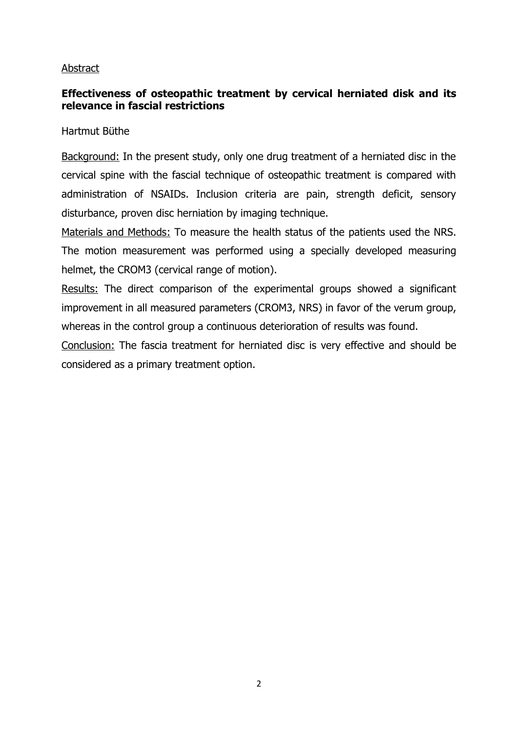Abstract

# Effectiveness of osteopathic treatment by cervical herniated disk and its relevance in fascial restrictions

Hartmut Büthe

Background: In the present study, only one drug treatment of a herniated disc in the cervical spine with the fascial technique of osteopathic treatment is compared with administration of NSAIDs. Inclusion criteria are pain, strength deficit, sensory disturbance, proven disc herniation by imaging technique.

Materials and Methods: To measure the health status of the patients used the NRS. The motion measurement was performed using a specially developed measuring helmet, the CROM3 (cervical range of motion).

Results: The direct comparison of the experimental groups showed a significant improvement in all measured parameters (CROM3, NRS) in favor of the verum group, whereas in the control group a continuous deterioration of results was found.

Conclusion: The fascia treatment for herniated disc is very effective and should be considered as a primary treatment option.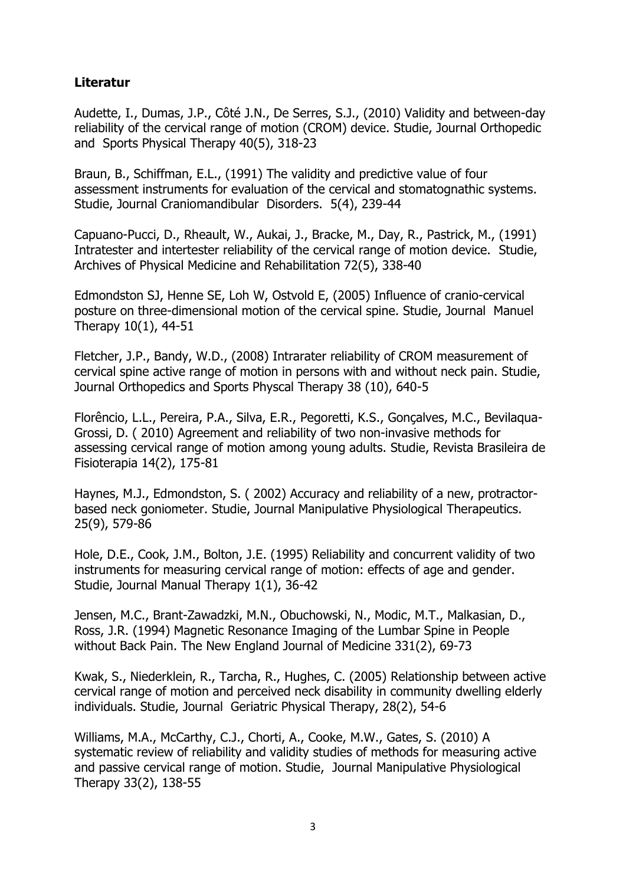**Literatur**

Audette, I., Dumas, J.P., Côté J.N., De Serres, S.J., (2010) Validity and between-day reliability of the cervical range of motion (CROM) device. Studie, Journal Orthopedic and Sports Physical Therapy 40(5), 318-23

Braun, B., Schiffman, E.L., (1991) The validity and predictive value of four assessment instruments for evaluation of the cervical and stomatognathic systems. Studie, Journal Craniomandibular Disorders. 5(4), 239-44

Capuano-Pucci, D., Rheault, W., Aukai, J., Bracke, M., Day, R., Pastrick, M., (1991) Intratester and intertester reliability of the cervical range of motion device. Studie, Archives of Physical Medicine and Rehabilitation 72(5), 338-40

Edmondston SJ, Henne SE, Loh W, Ostvold E, (2005) Influence of cranio-cervical posture on three-dimensional motion of the cervical spine. Studie, Journal Manuel Therapy 10(1), 44-51

Fletcher, J.P., Bandy, W.D., (2008) Intrarater reliability of CROM measurement of cervical spine active range of motion in persons with and without neck pain. Studie, Journal Orthopedics and Sports Physcal Therapy 38 (10), 640-5

Florêncio, L.L., Pereira, P.A., Silva, E.R., Pegoretti, K.S., Gonçalves, M.C., Bevilaqua-Grossi, D. ( 2010) Agreement and reliability of two non-invasive methods for assessing cervical range of motion among young adults. Studie, Revista Brasileira de Fisioterapia 14(2), 175-81

Haynes, M.J., Edmondston, S. ( 2002) Accuracy and reliability of a new, protractor-based neck goniometer. Studie, Journal Manipulative Physiological Therapeutics. 25(9), 579-86

Hole, D.E., Cook, J.M., Bolton, J.E. (1995) Reliability and concurrent validity of two instruments for measuring cervical range of motion: effects of age and gender. Studie, Journal Manual Therapy 1(1), 36-42

Jensen, M.C., Brant-Zawadzki, M.N., Obuchowski, N., Modic, M.T., Malkasian, D., Ross, J.R. (1994) Magnetic Resonance Imaging of the Lumbar Spine in People without Back Pain. The New England Journal of Medicine 331(2), 69-73

Kwak, S., Niederklein, R., Tarcha, R., Hughes, C. (2005) Relationship between active cervical range of motion and perceived neck disability in community dwelling elderly individuals. Studie, Journal Geriatric Physical Therapy, 28(2), 54-6

Williams, M.A., McCarthy, C.J., Chorti, A., Cooke, M.W., Gates, S. (2010) A systematic review of reliability and validity studies of methods for measuring active and passive cervical range of motion. Studie, Journal Manipulative Physiological Therapy 33(2), 138-55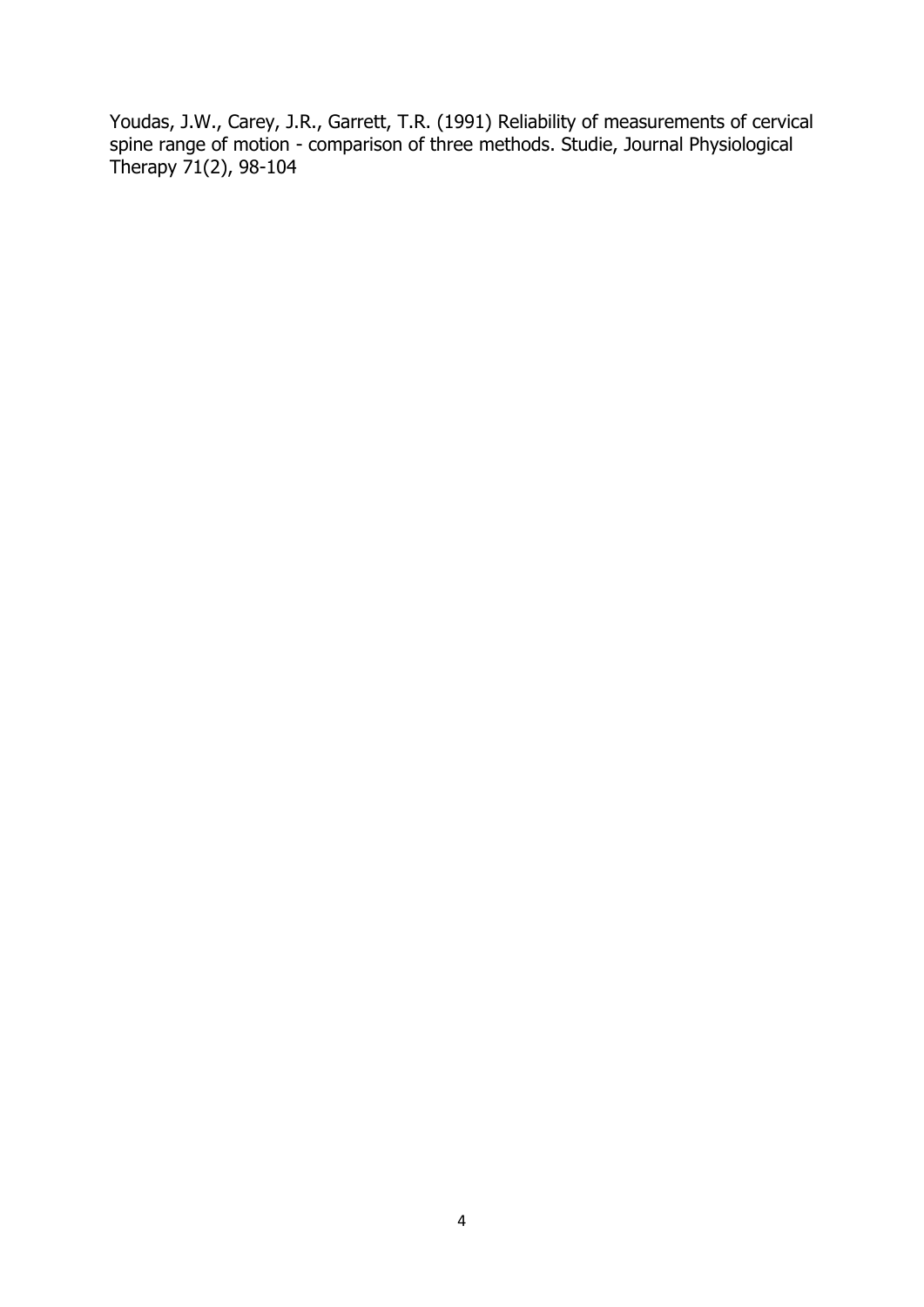Youdas, J.W., Carey, J.R., Garrett, T.R. (1991) Reliability of measurements of cervical spine range of motion - comparison of three methods. Studie, Journal Physiological Therapy 71(2), 98-104